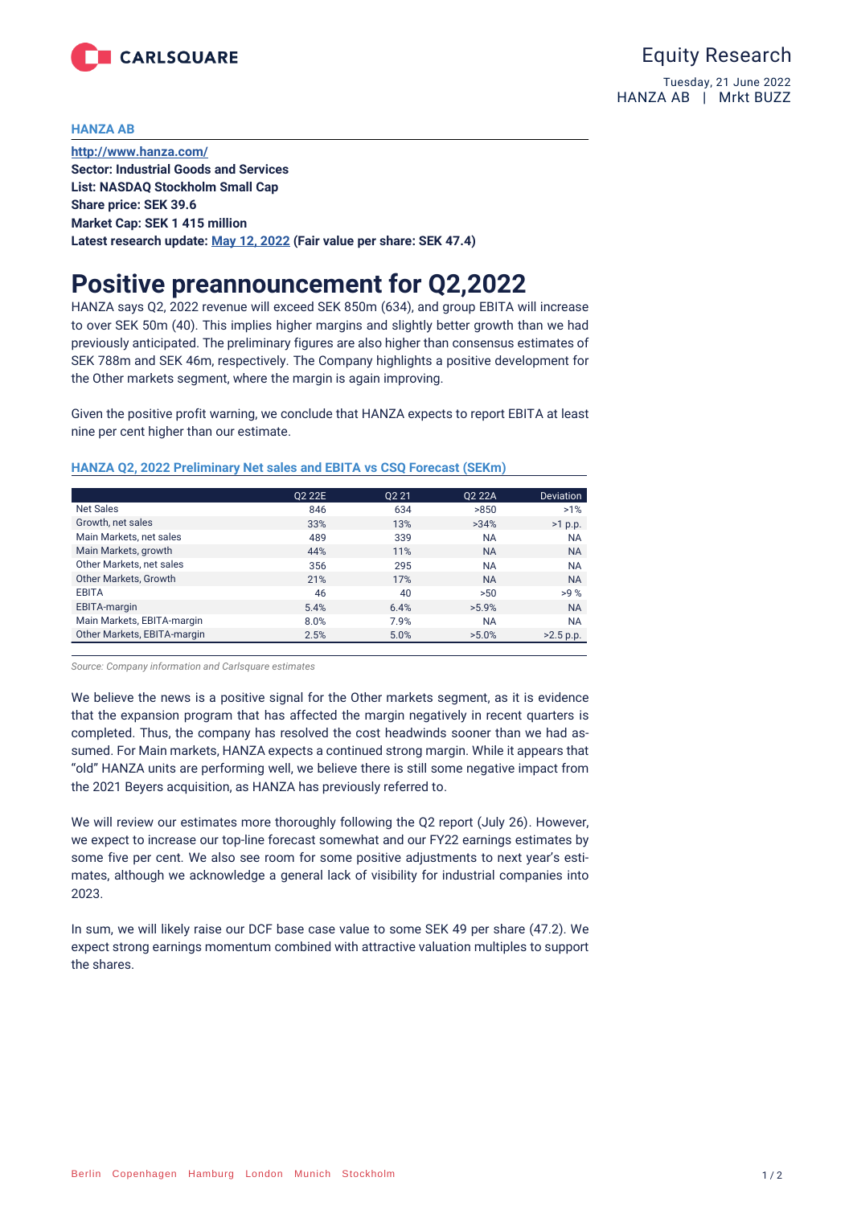HANZA AB

**Equity Research**

Tuesday, 21 June 2022

HANZA AB | Mrkt BUZZ

**HANZA AB**

**http://www.hanza.com/**
**Sector: Industrial Goods and Services**
**List: NASDAQ Stockholm Small Cap**
**Share price: SEK 39.6**
**Market Cap: SEK 1 415 million**
**Latest research update: May 12, 2022 (Fair value per share: SEK 47.4)**

# Positive preannouncement for Q2,2022

HANZA says Q2, 2022 revenue will exceed SEK 850m (634), and group EBITA will increase to over SEK 50m (40). This implies higher margins and slightly better growth than we had previously anticipated. The preliminary figures are also higher than consensus estimates of SEK 788m and SEK 46m, respectively. The Company highlights a positive development for the Other markets segment, where the margin is again improving.

Given the positive profit warning, we conclude that HANZA expects to report EBITA at least nine per cent higher than our estimate.

**HANZA Q2, 2022 Preliminary Net sales and EBITA vs CSQ Forecast (SEKm)**

| | Q2 22E | Q2 21 | Q2 22A | Deviation |
|---|---|---|---|---|
| Net Sales | 846 | 634 | >850 | >1% |
| Growth, net sales | 33% | 13% | >34% | >1 p.p. |
| Main Markets, net sales | 489 | 339 | NA | NA |
| Main Markets, growth | 44% | 11% | NA | NA |
| Other Markets, net sales | 356 | 295 | NA | NA |
| Other Markets, Growth | 21% | 17% | NA | NA |
| EBITA | 46 | 40 | >50 | >9 % |
| EBITA-margin | 5.4% | 6.4% | >5.9% | NA |
| Main Markets, EBITA-margin | 8.0% | 7.9% | NA | NA |
| Other Markets, EBITA-margin | 2.5% | 5.0% | >5.0% | >2.5 p.p. |

*Source: Company information and Carlsquare estimates*

We believe the news is a positive signal for the Other markets segment, as it is evidence that the expansion program that has affected the margin negatively in recent quarters is completed. Thus, the company has resolved the cost headwinds sooner than we had assumed. For Main markets, HANZA expects a continued strong margin. While it appears that "old" HANZA units are performing well, we believe there is still some negative impact from the 2021 Beyers acquisition, as HANZA has previously referred to.

We will review our estimates more thoroughly following the Q2 report (July 26). However, we expect to increase our top-line forecast somewhat and our FY22 earnings estimates by some five per cent. We also see room for some positive adjustments to next year's estimates, although we acknowledge a general lack of visibility for industrial companies into 2023.

In sum, we will likely raise our DCF base case value to some SEK 49 per share (47.2). We expect strong earnings momentum combined with attractive valuation multiples to support the shares.

Berlin Copenhagen Hamburg London Munich Stockholm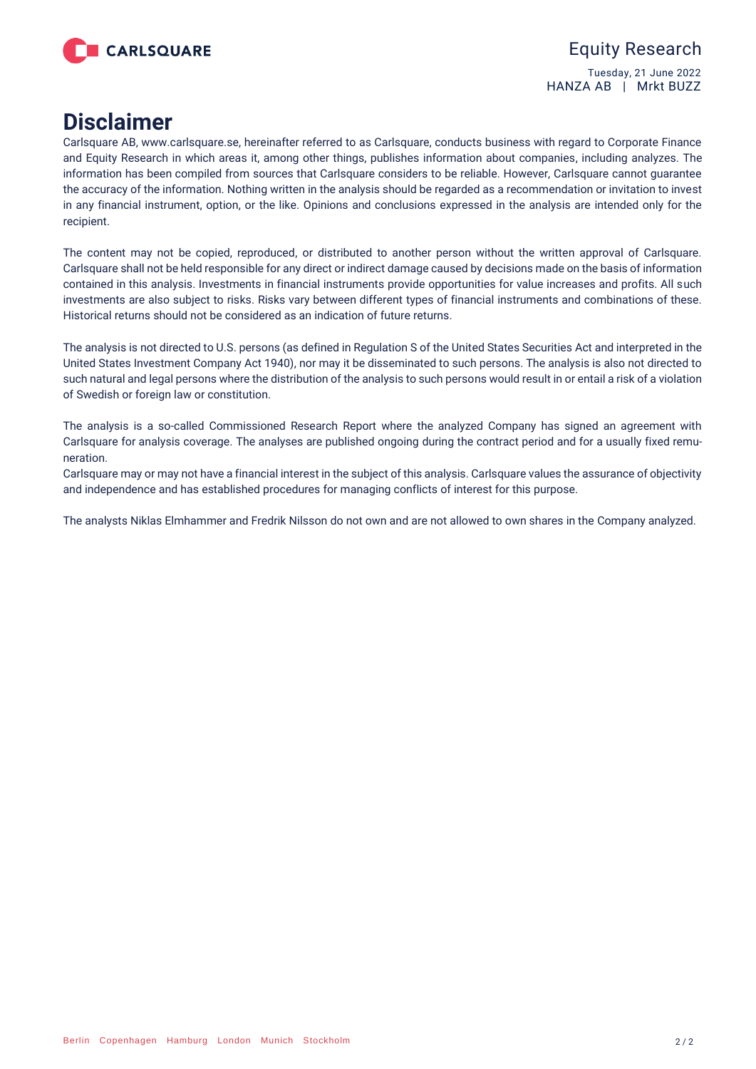# Disclaimer

Carlsquare AB, www.carlsquare.se, hereinafter referred to as Carlsquare, conducts business with regard to Corporate Finance and Equity Research in which areas it, among other things, publishes information about companies, including analyzes. The information has been compiled from sources that Carlsquare considers to be reliable. However, Carlsquare cannot guarantee the accuracy of the information. Nothing written in the analysis should be regarded as a recommendation or invitation to invest in any financial instrument, option, or the like. Opinions and conclusions expressed in the analysis are intended only for the recipient.

The content may not be copied, reproduced, or distributed to another person without the written approval of Carlsquare. Carlsquare shall not be held responsible for any direct or indirect damage caused by decisions made on the basis of information contained in this analysis. Investments in financial instruments provide opportunities for value increases and profits. All such investments are also subject to risks. Risks vary between different types of financial instruments and combinations of these. Historical returns should not be considered as an indication of future returns.

The analysis is not directed to U.S. persons (as defined in Regulation S of the United States Securities Act and interpreted in the United States Investment Company Act 1940), nor may it be disseminated to such persons. The analysis is also not directed to such natural and legal persons where the distribution of the analysis to such persons would result in or entail a risk of a violation of Swedish or foreign law or constitution.

The analysis is a so-called Commissioned Research Report where the analyzed Company has signed an agreement with Carlsquare for analysis coverage. The analyses are published ongoing during the contract period and for a usually fixed remuneration.
Carlsquare may or may not have a financial interest in the subject of this analysis. Carlsquare values the assurance of objectivity and independence and has established procedures for managing conflicts of interest for this purpose.

The analysts Niklas Elmhammer and Fredrik Nilsson do not own and are not allowed to own shares in the Company analyzed.